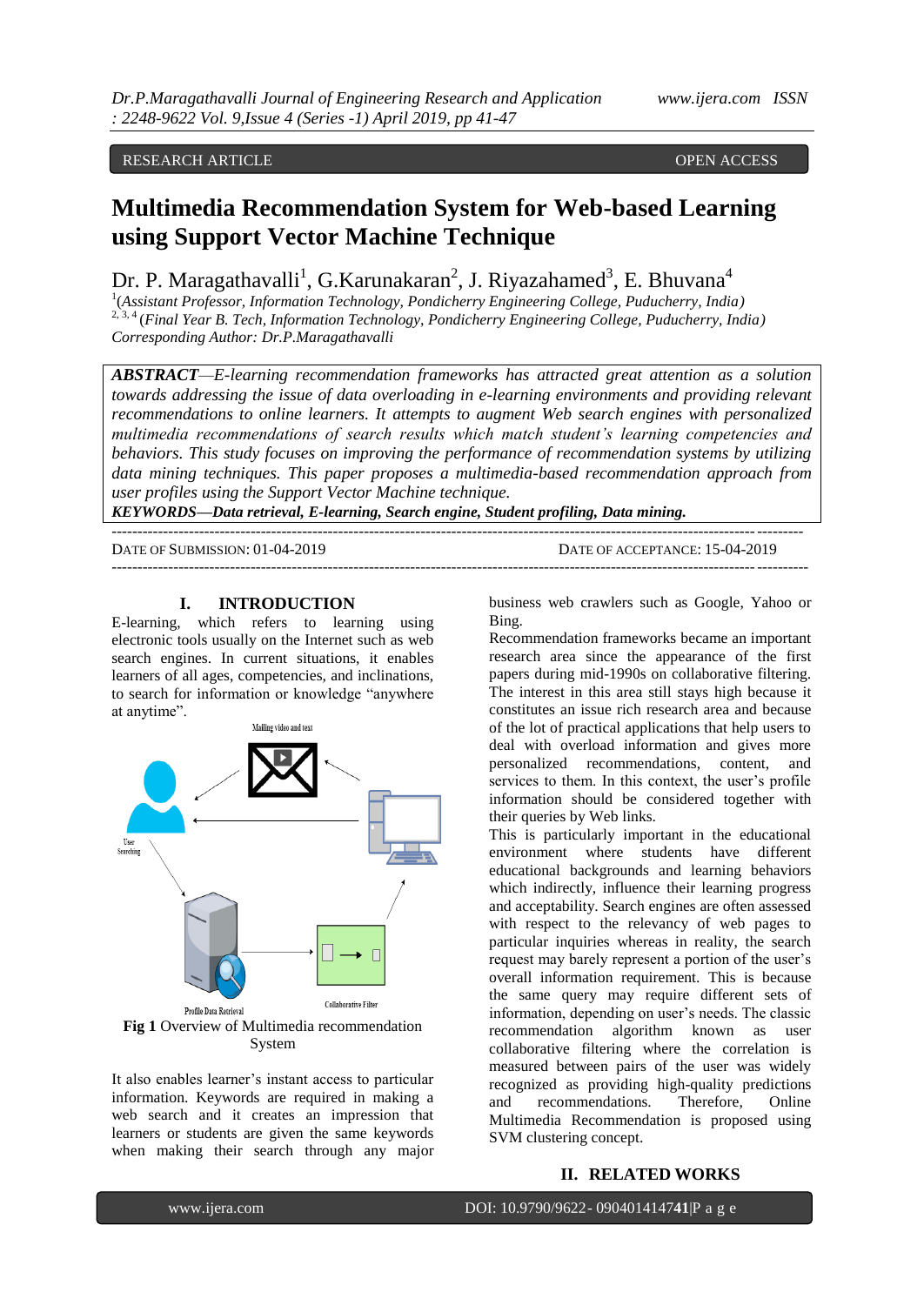RESEARCH ARTICLE OPEN ACCESS

# Multimedia Recommendation System for Web-based Learning using Support Vector Machine Technique

Dr. P. Maragathavalli[1], G.Karunakaran[2], J. Riyazahamed[3], E. Bhuvana[4]

[1](*Assistant Professor, Information Technology, Pondicherry Engineering College, Puducherry, India*)
[2, 3, 4] (*Final Year B. Tech, Information Technology, Pondicherry Engineering College, Puducherry, India*)
*Corresponding Author: Dr.P.Maragathavalli*

***ABSTRACT****—E-learning recommendation frameworks has attracted great attention as a solution towards addressing the issue of data overloading in e-learning environments and providing relevant recommendations to online learners. It attempts to augment Web search engines with personalized multimedia recommendations of search results which match student's learning competencies and behaviors. This study focuses on improving the performance of recommendation systems by utilizing data mining techniques. This paper proposes a multimedia-based recommendation approach from user profiles using the Support Vector Machine technique.*

***KEYWORDS—Data retrieval, E-learning, Search engine, Student profiling, Data mining.***

DATE OF SUBMISSION: 01-04-2019 DATE OF ACCEPTANCE: 15-04-2019

## I. INTRODUCTION

E-learning, which refers to learning using electronic tools usually on the Internet such as web search engines. In current situations, it enables learners of all ages, competencies, and inclinations, to search for information or knowledge "anywhere at anytime".

Mailing video and text

User Searching

Profile Data Retrieval

Collaborative Filter

**Fig 1** Overview of Multimedia recommendation System

It also enables learner's instant access to particular information. Keywords are required in making a web search and it creates an impression that learners or students are given the same keywords when making their search through any major business web crawlers such as Google, Yahoo or Bing.

Recommendation frameworks became an important research area since the appearance of the first papers during mid-1990s on collaborative filtering. The interest in this area still stays high because it constitutes an issue rich research area and because of the lot of practical applications that help users to deal with overload information and gives more personalized recommendations, content, and services to them. In this context, the user's profile information should be considered together with their queries by Web links.

This is particularly important in the educational environment where students have different educational backgrounds and learning behaviors which indirectly, influence their learning progress and acceptability. Search engines are often assessed with respect to the relevancy of web pages to particular inquiries whereas in reality, the search request may barely represent a portion of the user's overall information requirement. This is because the same query may require different sets of information, depending on user's needs. The classic recommendation algorithm known as user collaborative filtering where the correlation is measured between pairs of the user was widely recognized as providing high-quality predictions and recommendations. Therefore, Online Multimedia Recommendation is proposed using SVM clustering concept.

## II. RELATED WORKS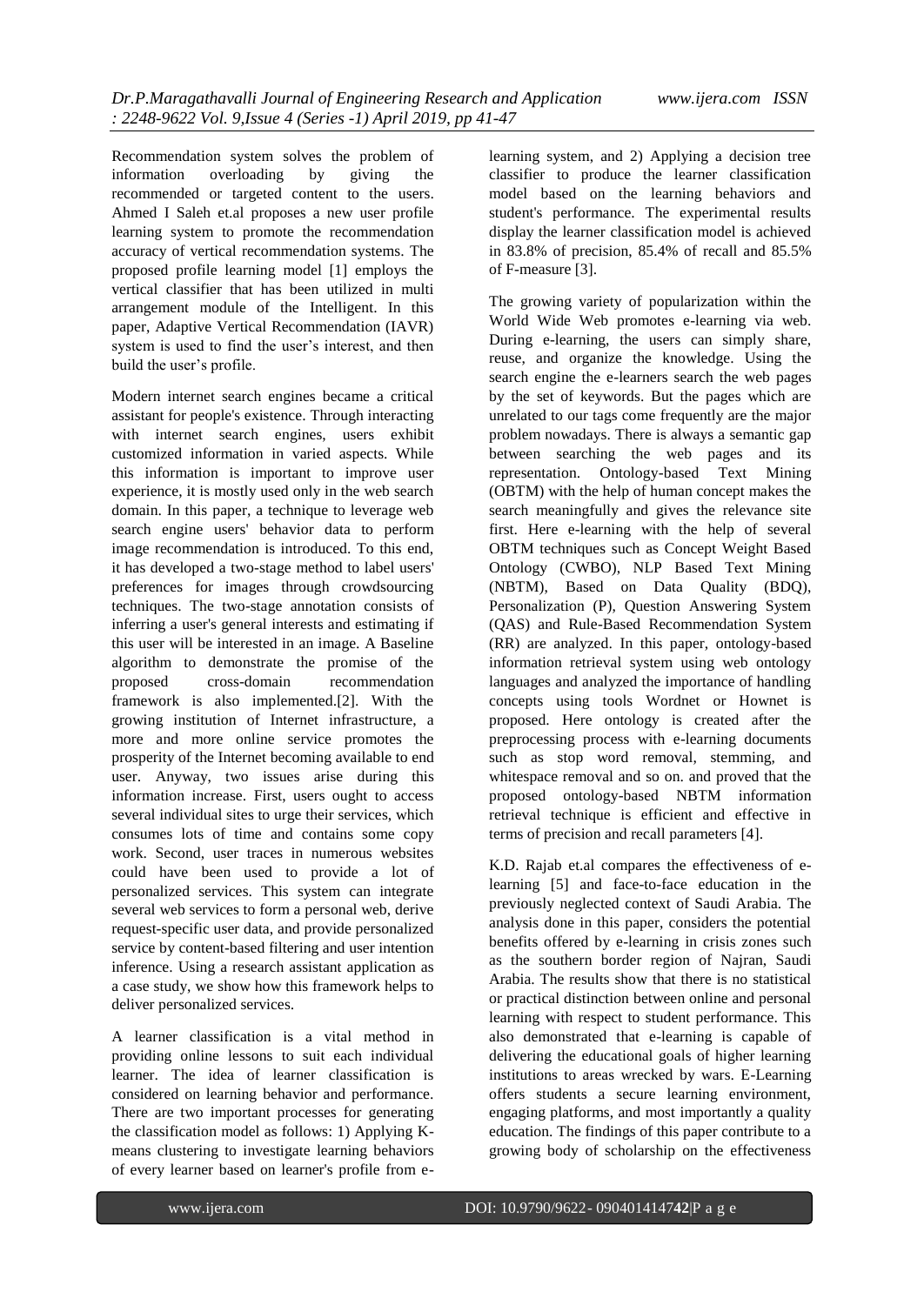Recommendation system solves the problem of information overloading by giving the recommended or targeted content to the users. Ahmed I Saleh et.al proposes a new user profile learning system to promote the recommendation accuracy of vertical recommendation systems. The proposed profile learning model [1] employs the vertical classifier that has been utilized in multi arrangement module of the Intelligent. In this paper, Adaptive Vertical Recommendation (IAVR) system is used to find the user's interest, and then build the user's profile.

Modern internet search engines became a critical assistant for people's existence. Through interacting with internet search engines, users exhibit customized information in varied aspects. While this information is important to improve user experience, it is mostly used only in the web search domain. In this paper, a technique to leverage web search engine users' behavior data to perform image recommendation is introduced. To this end, it has developed a two-stage method to label users' preferences for images through crowdsourcing techniques. The two-stage annotation consists of inferring a user's general interests and estimating if this user will be interested in an image. A Baseline algorithm to demonstrate the promise of the proposed cross-domain recommendation framework is also implemented.[2]. With the growing institution of Internet infrastructure, a more and more online service promotes the prosperity of the Internet becoming available to end user. Anyway, two issues arise during this information increase. First, users ought to access several individual sites to urge their services, which consumes lots of time and contains some copy work. Second, user traces in numerous websites could have been used to provide a lot of personalized services. This system can integrate several web services to form a personal web, derive request-specific user data, and provide personalized service by content-based filtering and user intention inference. Using a research assistant application as a case study, we show how this framework helps to deliver personalized services.

A learner classification is a vital method in providing online lessons to suit each individual learner. The idea of learner classification is considered on learning behavior and performance. There are two important processes for generating the classification model as follows: 1) Applying K-means clustering to investigate learning behaviors of every learner based on learner's profile from e-learning system, and 2) Applying a decision tree classifier to produce the learner classification model based on the learning behaviors and student's performance. The experimental results display the learner classification model is achieved in 83.8% of precision, 85.4% of recall and 85.5% of F-measure [3].

The growing variety of popularization within the World Wide Web promotes e-learning via web. During e-learning, the users can simply share, reuse, and organize the knowledge. Using the search engine the e-learners search the web pages by the set of keywords. But the pages which are unrelated to our tags come frequently are the major problem nowadays. There is always a semantic gap between searching the web pages and its representation. Ontology-based Text Mining (OBTM) with the help of human concept makes the search meaningfully and gives the relevance site first. Here e-learning with the help of several OBTM techniques such as Concept Weight Based Ontology (CWBO), NLP Based Text Mining (NBTM), Based on Data Quality (BDQ), Personalization (P), Question Answering System (QAS) and Rule-Based Recommendation System (RR) are analyzed. In this paper, ontology-based information retrieval system using web ontology languages and analyzed the importance of handling concepts using tools Wordnet or Hownet is proposed. Here ontology is created after the preprocessing process with e-learning documents such as stop word removal, stemming, and whitespace removal and so on. and proved that the proposed ontology-based NBTM information retrieval technique is efficient and effective in terms of precision and recall parameters [4].

K.D. Rajab et.al compares the effectiveness of e-learning [5] and face-to-face education in the previously neglected context of Saudi Arabia. The analysis done in this paper, considers the potential benefits offered by e-learning in crisis zones such as the southern border region of Najran, Saudi Arabia. The results show that there is no statistical or practical distinction between online and personal learning with respect to student performance. This also demonstrated that e-learning is capable of delivering the educational goals of higher learning institutions to areas wrecked by wars. E-Learning offers students a secure learning environment, engaging platforms, and most importantly a quality education. The findings of this paper contribute to a growing body of scholarship on the effectiveness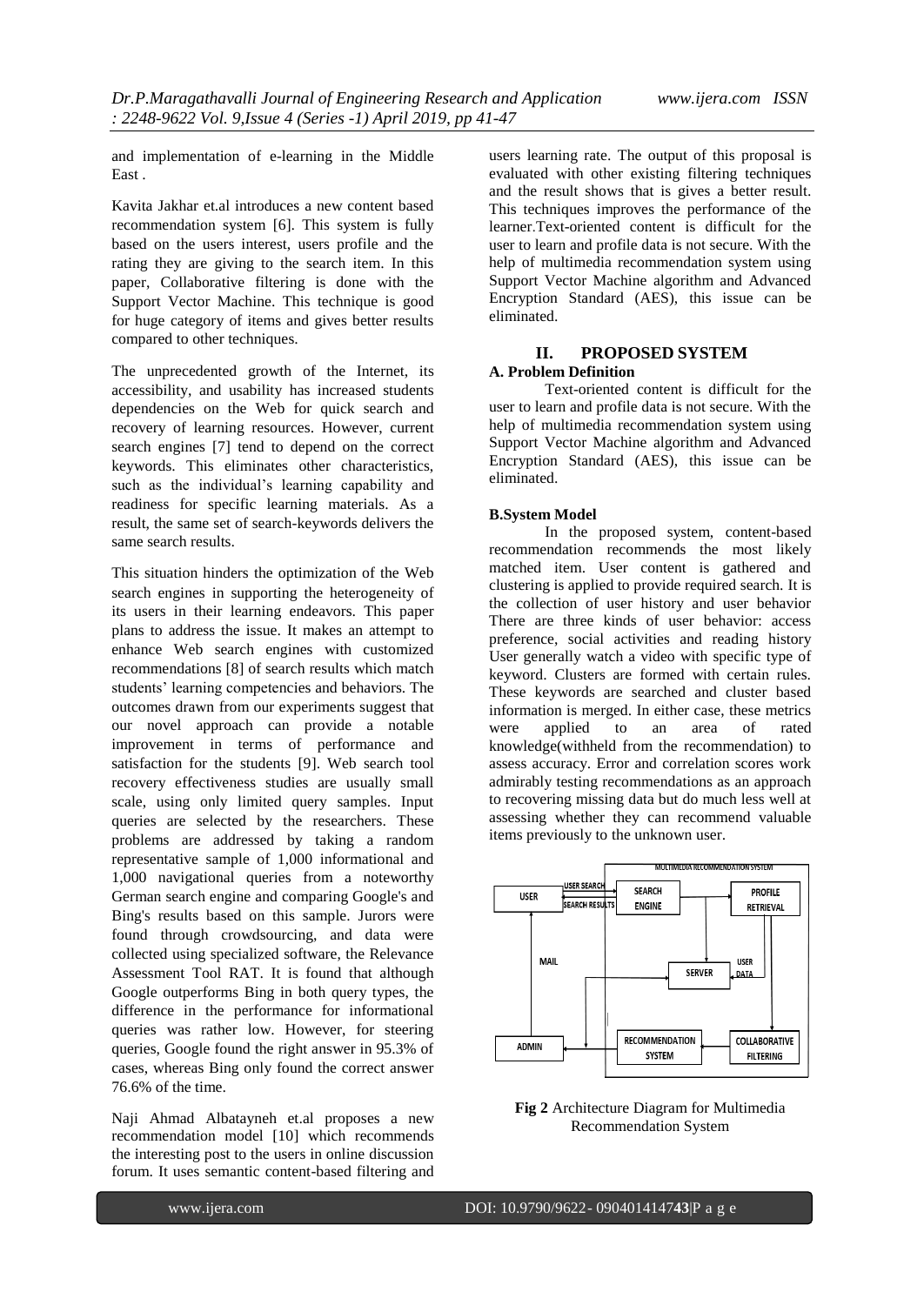and implementation of e-learning in the Middle East .

Kavita Jakhar et.al introduces a new content based recommendation system [6]. This system is fully based on the users interest, users profile and the rating they are giving to the search item. In this paper, Collaborative filtering is done with the Support Vector Machine. This technique is good for huge category of items and gives better results compared to other techniques.

The unprecedented growth of the Internet, its accessibility, and usability has increased students dependencies on the Web for quick search and recovery of learning resources. However, current search engines [7] tend to depend on the correct keywords. This eliminates other characteristics, such as the individual's learning capability and readiness for specific learning materials. As a result, the same set of search-keywords delivers the same search results.

This situation hinders the optimization of the Web search engines in supporting the heterogeneity of its users in their learning endeavors. This paper plans to address the issue. It makes an attempt to enhance Web search engines with customized recommendations [8] of search results which match students' learning competencies and behaviors. The outcomes drawn from our experiments suggest that our novel approach can provide a notable improvement in terms of performance and satisfaction for the students [9]. Web search tool recovery effectiveness studies are usually small scale, using only limited query samples. Input queries are selected by the researchers. These problems are addressed by taking a random representative sample of 1,000 informational and 1,000 navigational queries from a noteworthy German search engine and comparing Google's and Bing's results based on this sample. Jurors were found through crowdsourcing, and data were collected using specialized software, the Relevance Assessment Tool RAT. It is found that although Google outperforms Bing in both query types, the difference in the performance for informational queries was rather low. However, for steering queries, Google found the right answer in 95.3% of cases, whereas Bing only found the correct answer 76.6% of the time.

Naji Ahmad Albatayneh et.al proposes a new recommendation model [10] which recommends the interesting post to the users in online discussion forum. It uses semantic content-based filtering and users learning rate. The output of this proposal is evaluated with other existing filtering techniques and the result shows that is gives a better result. This techniques improves the performance of the learner.Text-oriented content is difficult for the user to learn and profile data is not secure. With the help of multimedia recommendation system using Support Vector Machine algorithm and Advanced Encryption Standard (AES), this issue can be eliminated.

## II. PROPOSED SYSTEM

### A. Problem Definition

Text-oriented content is difficult for the user to learn and profile data is not secure. With the help of multimedia recommendation system using Support Vector Machine algorithm and Advanced Encryption Standard (AES), this issue can be eliminated.

### B.System Model

In the proposed system, content-based recommendation recommends the most likely matched item. User content is gathered and clustering is applied to provide required search. It is the collection of user history and user behavior There are three kinds of user behavior: access preference, social activities and reading history User generally watch a video with specific type of keyword. Clusters are formed with certain rules. These keywords are searched and cluster based information is merged. In either case, these metrics were applied to an area of rated knowledge(withheld from the recommendation) to assess accuracy. Error and correlation scores work admirably testing recommendations as an approach to recovering missing data but do much less well at assessing whether they can recommend valuable items previously to the unknown user.

**Fig 2** Architecture Diagram for Multimedia Recommendation System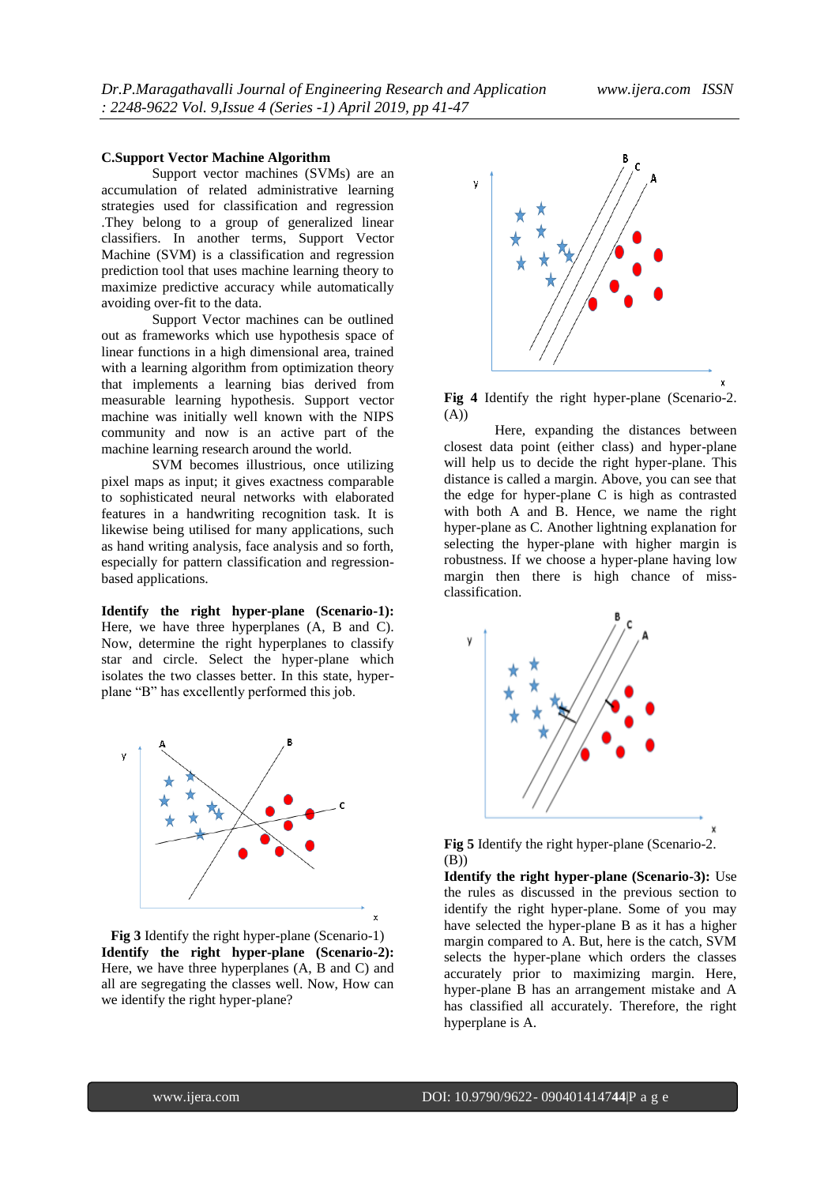### C.Support Vector Machine Algorithm

Support vector machines (SVMs) are an accumulation of related administrative learning strategies used for classification and regression .They belong to a group of generalized linear classifiers. In another terms, Support Vector Machine (SVM) is a classification and regression prediction tool that uses machine learning theory to maximize predictive accuracy while automatically avoiding over-fit to the data.

Support Vector machines can be outlined out as frameworks which use hypothesis space of linear functions in a high dimensional area, trained with a learning algorithm from optimization theory that implements a learning bias derived from measurable learning hypothesis. Support vector machine was initially well known with the NIPS community and now is an active part of the machine learning research around the world.

SVM becomes illustrious, once utilizing pixel maps as input; it gives exactness comparable to sophisticated neural networks with elaborated features in a handwriting recognition task. It is likewise being utilised for many applications, such as hand writing analysis, face analysis and so forth, especially for pattern classification and regression-based applications.

**Identify the right hyper-plane (Scenario-1):** Here, we have three hyperplanes (A, B and C). Now, determine the right hyperplanes to classify star and circle. Select the hyper-plane which isolates the two classes better. In this state, hyper-plane "B" has excellently performed this job.

**Fig 3** Identify the right hyper-plane (Scenario-1)

**Identify the right hyper-plane (Scenario-2):** Here, we have three hyperplanes (A, B and C) and all are segregating the classes well. Now, How can we identify the right hyper-plane?

**Fig 4** Identify the right hyper-plane (Scenario-2.(A))

Here, expanding the distances between closest data point (either class) and hyper-plane will help us to decide the right hyper-plane. This distance is called a margin. Above, you can see that the edge for hyper-plane C is high as contrasted with both A and B. Hence, we name the right hyper-plane as C. Another lightning explanation for selecting the hyper-plane with higher margin is robustness. If we choose a hyper-plane having low margin then there is high chance of miss-classification.

**Fig 5** Identify the right hyper-plane (Scenario-2.(B))

**Identify the right hyper-plane (Scenario-3):** Use the rules as discussed in the previous section to identify the right hyper-plane. Some of you may have selected the hyper-plane B as it has a higher margin compared to A. But, here is the catch, SVM selects the hyper-plane which orders the classes accurately prior to maximizing margin. Here, hyper-plane B has an arrangement mistake and A has classified all accurately. Therefore, the right hyperplane is A.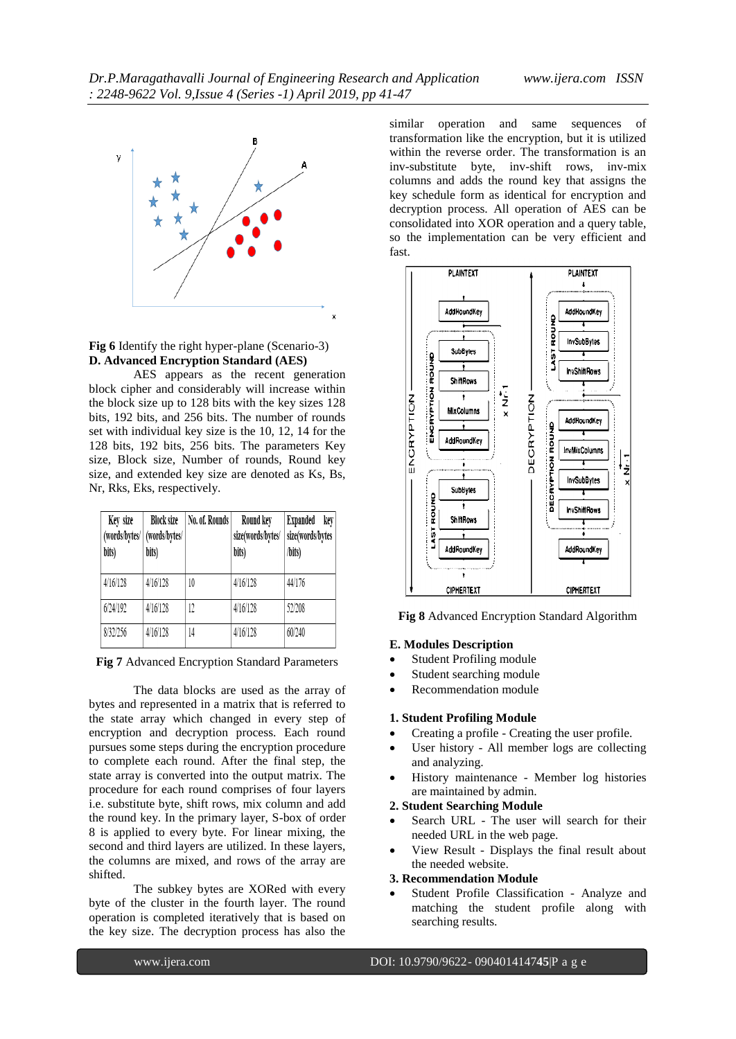Fig 6 Identify the right hyper-plane (Scenario-3)

**D. Advanced Encryption Standard (AES)**

AES appears as the recent generation block cipher and considerably will increase within the block size up to 128 bits with the key sizes 128 bits, 192 bits, and 256 bits. The number of rounds set with individual key size is the 10, 12, 14 for the 128 bits, 192 bits, 256 bits. The parameters Key size, Block size, Number of rounds, Round key size, and extended key size are denoted as Ks, Bs, Nr, Rks, Eks, respectively.

| Key size (words/bytes/ bits) | Block size (words/bytes/ bits) | No. of. Rounds | Round key size(words/bytes/ bits) | Expanded key size(words/bytes /bits) |
|---|---|---|---|---|
| 4/16/128 | 4/16/128 | 10 | 4/16/128 | 44/176 |
| 6/24/192 | 4/16/128 | 12 | 4/16/128 | 52/208 |
| 8/32/256 | 4/16/128 | 14 | 4/16/128 | 60/240 |

**Fig 7** Advanced Encryption Standard Parameters

The data blocks are used as the array of bytes and represented in a matrix that is referred to the state array which changed in every step of encryption and decryption process. Each round pursues some steps during the encryption procedure to complete each round. After the final step, the state array is converted into the output matrix. The procedure for each round comprises of four layers i.e. substitute byte, shift rows, mix column and add the round key. In the primary layer, S-box of order 8 is applied to every byte. For linear mixing, the second and third layers are utilized. In these layers, the columns are mixed, and rows of the array are shifted.

The subkey bytes are XORed with every byte of the cluster in the fourth layer. The round operation is completed iteratively that is based on the key size. The decryption process has also the similar operation and same sequences of transformation like the encryption, but it is utilized within the reverse order. The transformation is an inv-substitute byte, inv-shift rows, inv-mix columns and adds the round key that assigns the key schedule form as identical for encryption and decryption process. All operation of AES can be consolidated into XOR operation and a query table, so the implementation can be very efficient and fast.

**Fig 8** Advanced Encryption Standard Algorithm

**E. Modules Description**

- Student Profiling module
- Student searching module
- Recommendation module

**1. Student Profiling Module**

- Creating a profile - Creating the user profile.
- User history - All member logs are collecting and analyzing.
- History maintenance - Member log histories are maintained by admin.

**2. Student Searching Module**

- Search URL - The user will search for their needed URL in the web page.
- View Result - Displays the final result about the needed website.

**3. Recommendation Module**

- Student Profile Classification - Analyze and matching the student profile along with searching results.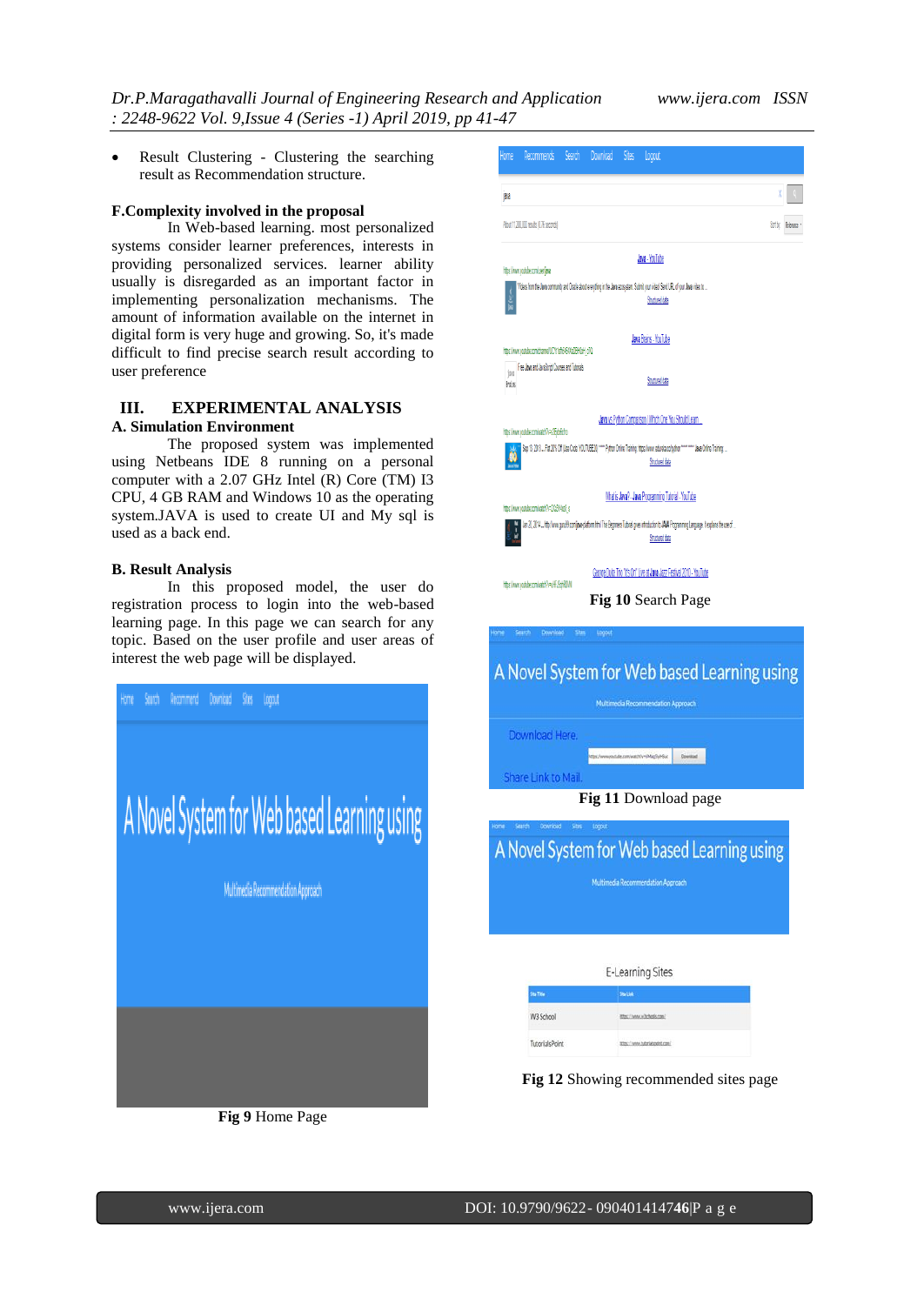- Result Clustering - Clustering the searching result as Recommendation structure.

### F.Complexity involved in the proposal

In Web-based learning. most personalized systems consider learner preferences, interests in providing personalized services. learner ability usually is disregarded as an important factor in implementing personalization mechanisms. The amount of information available on the internet in digital form is very huge and growing. So, it's made difficult to find precise search result according to user preference

## III. EXPERIMENTAL ANALYSIS

### A. Simulation Environment

The proposed system was implemented using Netbeans IDE 8 running on a personal computer with a 2.07 GHz Intel (R) Core (TM) I3 CPU, 4 GB RAM and Windows 10 as the operating system.JAVA is used to create UI and My sql is used as a back end.

### B. Result Analysis

In this proposed model, the user do registration process to login into the web-based learning page. In this page we can search for any topic. Based on the user profile and user areas of interest the web page will be displayed.

**Fig 9** Home Page

**Fig 10** Search Page

**Fig 11** Download page

**Fig 12** Showing recommended sites page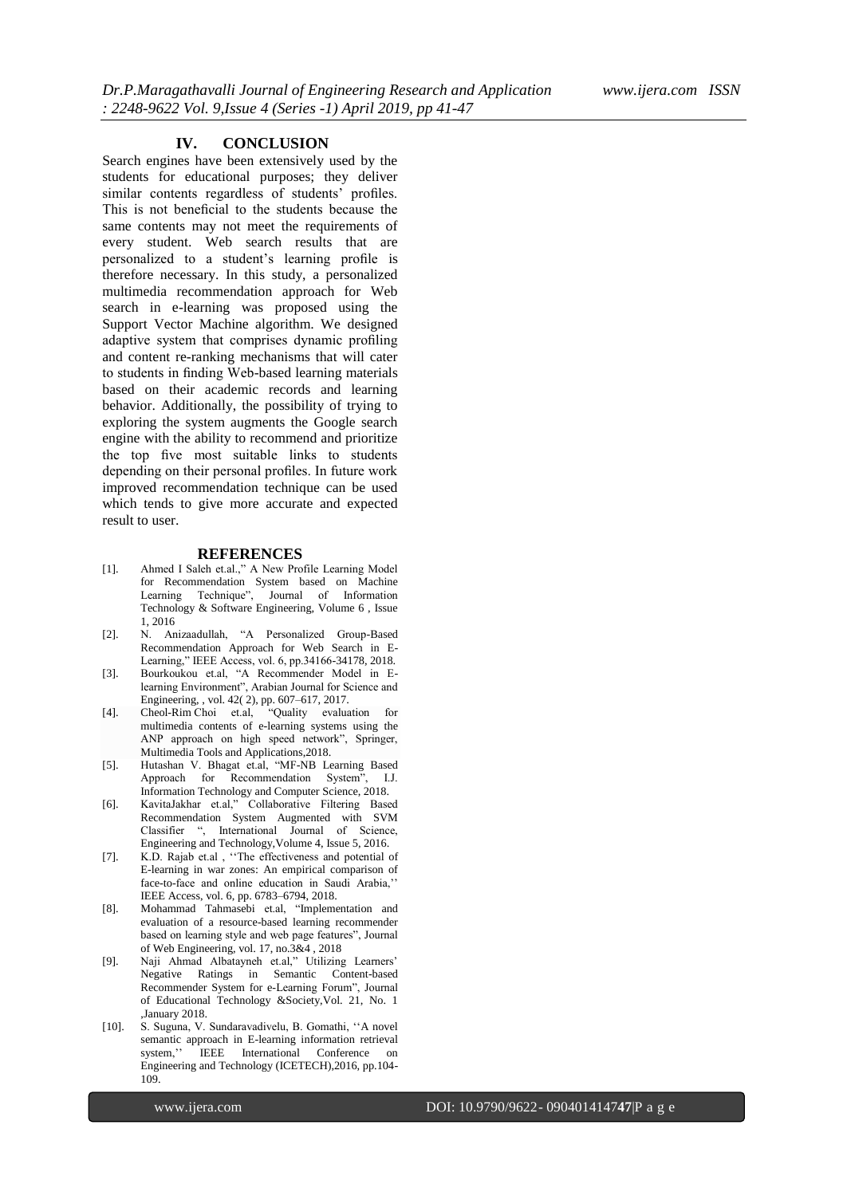## IV. CONCLUSION

Search engines have been extensively used by the students for educational purposes; they deliver similar contents regardless of students' profiles. This is not beneficial to the students because the same contents may not meet the requirements of every student. Web search results that are personalized to a student's learning profile is therefore necessary. In this study, a personalized multimedia recommendation approach for Web search in e-learning was proposed using the Support Vector Machine algorithm. We designed adaptive system that comprises dynamic profiling and content re-ranking mechanisms that will cater to students in finding Web-based learning materials based on their academic records and learning behavior. Additionally, the possibility of trying to exploring the system augments the Google search engine with the ability to recommend and prioritize the top five most suitable links to students depending on their personal profiles. In future work improved recommendation technique can be used which tends to give more accurate and expected result to user.

## REFERENCES

[1]. Ahmed I Saleh et.al.," A New Profile Learning Model for Recommendation System based on Machine Learning Technique", Journal of Information Technology & Software Engineering, Volume 6 , Issue 1, 2016

[2]. N. Anizaadullah, "A Personalized Group-Based Recommendation Approach for Web Search in E-Learning," IEEE Access, vol. 6, pp.34166-34178, 2018.

[3]. Bourkoukou et.al, "A Recommender Model in E-learning Environment", Arabian Journal for Science and Engineering, , vol. 42( 2), pp. 607–617, 2017.

[4]. Cheol-Rim Choi et.al, "Quality evaluation for multimedia contents of e-learning systems using the ANP approach on high speed network", Springer, Multimedia Tools and Applications,2018.

[5]. Hutashan V. Bhagat et.al, "MF-NB Learning Based Approach for Recommendation System", I.J. Information Technology and Computer Science, 2018.

[6]. KavitaJakhar et.al," Collaborative Filtering Based Recommendation System Augmented with SVM Classifier ", International Journal of Science, Engineering and Technology,Volume 4, Issue 5, 2016.

[7]. K.D. Rajab et.al , ''The effectiveness and potential of E-learning in war zones: An empirical comparison of face-to-face and online education in Saudi Arabia,'' IEEE Access, vol. 6, pp. 6783–6794, 2018.

[8]. Mohammad Tahmasebi et.al, "Implementation and evaluation of a resource-based learning recommender based on learning style and web page features", Journal of Web Engineering, vol. 17, no.3&4 , 2018

[9]. Naji Ahmad Albatayneh et.al," Utilizing Learners' Negative Ratings in Semantic Content-based Recommender System for e-Learning Forum", Journal of Educational Technology &Society,Vol. 21, No. 1 ,January 2018.

[10]. S. Suguna, V. Sundaravadivelu, B. Gomathi, ''A novel semantic approach in E-learning information retrieval system,'' IEEE International Conference on Engineering and Technology (ICETECH),2016, pp.104-109.